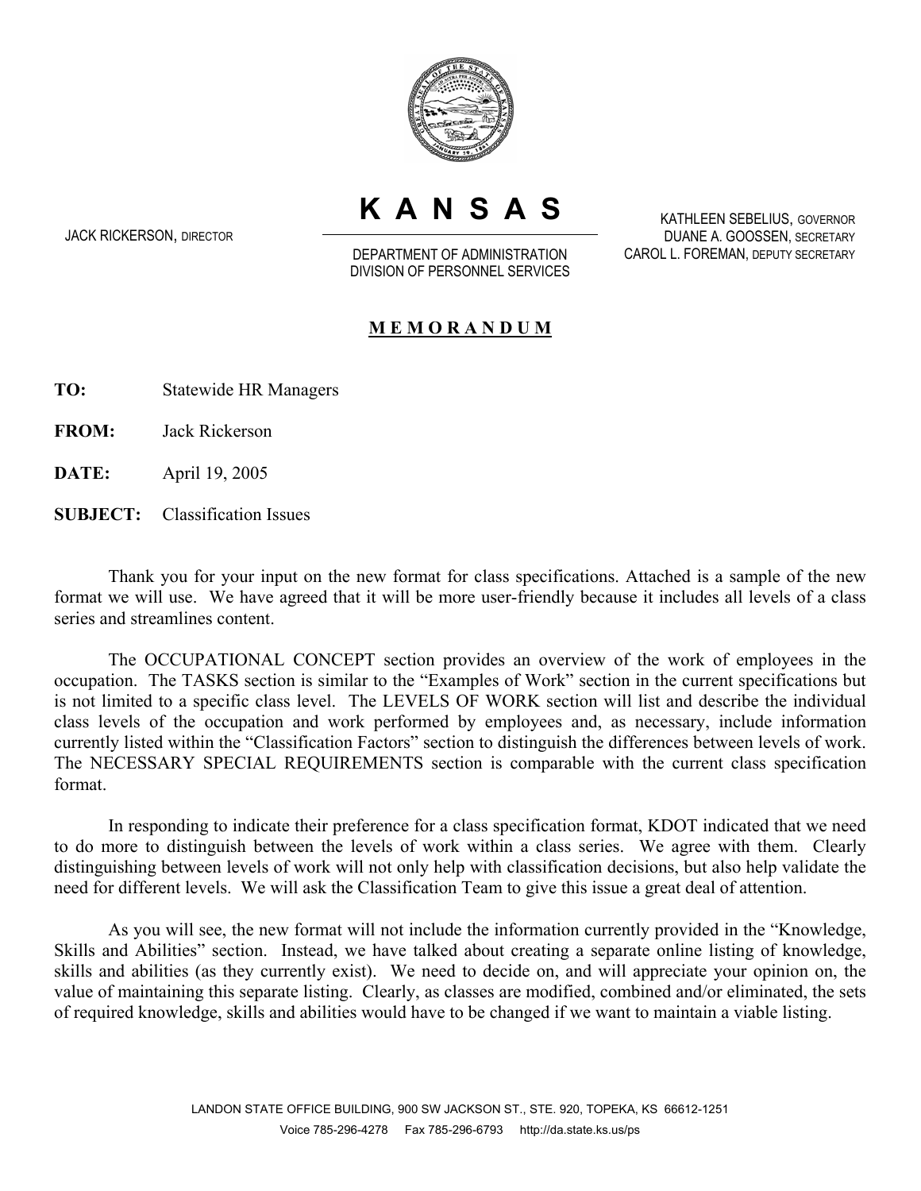# K A N S A S

JACK RICKERSON, DIRECTOR

DEPARTMENT OF ADMINISTRATION
DIVISION OF PERSONNEL SERVICES

KATHLEEN SEBELIUS, GOVERNOR
DUANE A. GOOSSEN, SECRETARY
CAROL L. FOREMAN, DEPUTY SECRETARY

## M E M O R A N D U M

**TO:** Statewide HR Managers

**FROM:** Jack Rickerson

**DATE:** April 19, 2005

**SUBJECT:** Classification Issues

Thank you for your input on the new format for class specifications. Attached is a sample of the new format we will use. We have agreed that it will be more user-friendly because it includes all levels of a class series and streamlines content.

The OCCUPATIONAL CONCEPT section provides an overview of the work of employees in the occupation. The TASKS section is similar to the "Examples of Work" section in the current specifications but is not limited to a specific class level. The LEVELS OF WORK section will list and describe the individual class levels of the occupation and work performed by employees and, as necessary, include information currently listed within the "Classification Factors" section to distinguish the differences between levels of work. The NECESSARY SPECIAL REQUIREMENTS section is comparable with the current class specification format.

In responding to indicate their preference for a class specification format, KDOT indicated that we need to do more to distinguish between the levels of work within a class series. We agree with them. Clearly distinguishing between levels of work will not only help with classification decisions, but also help validate the need for different levels. We will ask the Classification Team to give this issue a great deal of attention.

As you will see, the new format will not include the information currently provided in the "Knowledge, Skills and Abilities" section. Instead, we have talked about creating a separate online listing of knowledge, skills and abilities (as they currently exist). We need to decide on, and will appreciate your opinion on, the value of maintaining this separate listing. Clearly, as classes are modified, combined and/or eliminated, the sets of required knowledge, skills and abilities would have to be changed if we want to maintain a viable listing.

LANDON STATE OFFICE BUILDING, 900 SW JACKSON ST., STE. 920, TOPEKA, KS 66612-1251
Voice 785-296-4278 Fax 785-296-6793 http://da.state.ks.us/ps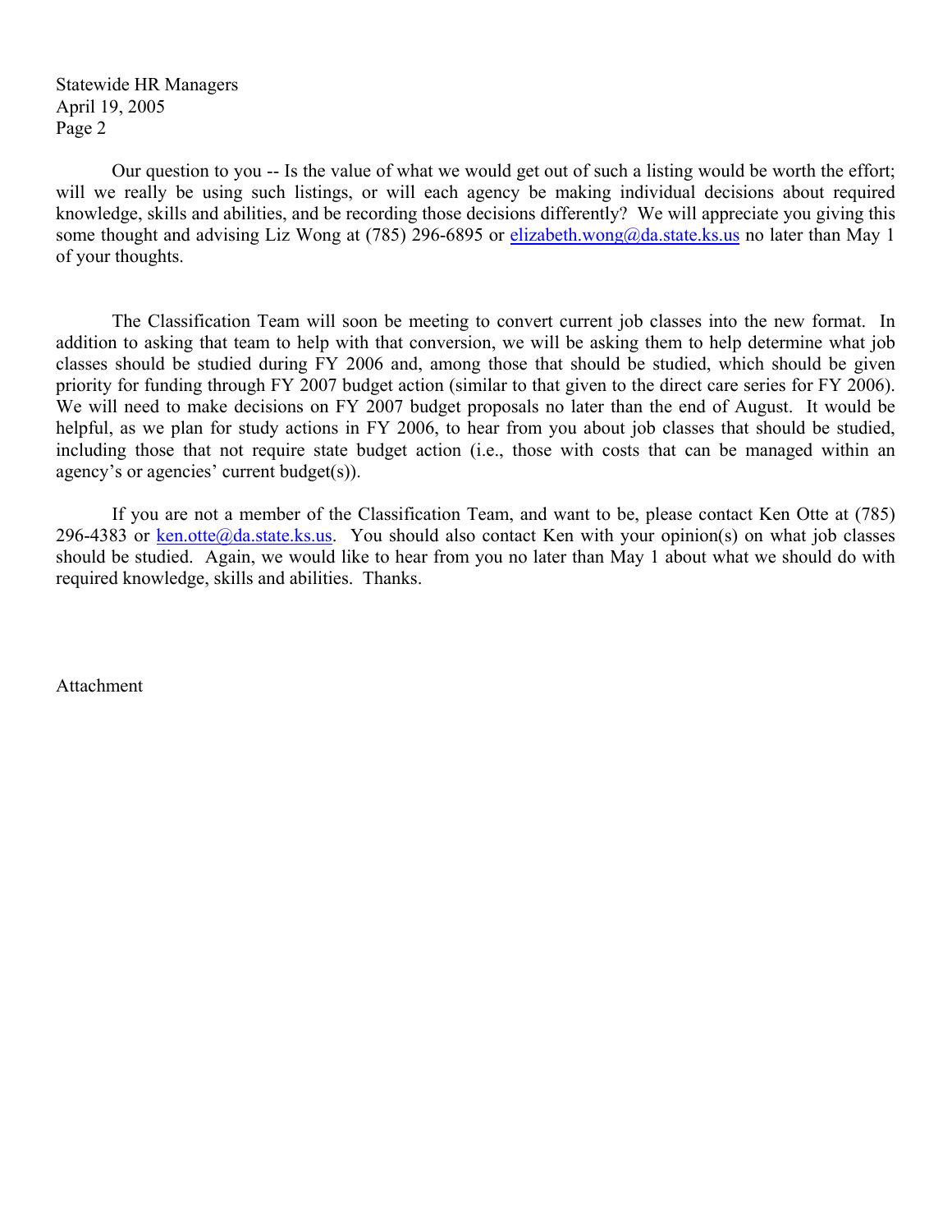Our question to you -- Is the value of what we would get out of such a listing would be worth the effort; will we really be using such listings, or will each agency be making individual decisions about required knowledge, skills and abilities, and be recording those decisions differently? We will appreciate you giving this some thought and advising Liz Wong at (785) 296-6895 or elizabeth.wong@da.state.ks.us no later than May 1 of your thoughts.

The Classification Team will soon be meeting to convert current job classes into the new format. In addition to asking that team to help with that conversion, we will be asking them to help determine what job classes should be studied during FY 2006 and, among those that should be studied, which should be given priority for funding through FY 2007 budget action (similar to that given to the direct care series for FY 2006). We will need to make decisions on FY 2007 budget proposals no later than the end of August. It would be helpful, as we plan for study actions in FY 2006, to hear from you about job classes that should be studied, including those that not require state budget action (i.e., those with costs that can be managed within an agency's or agencies' current budget(s)).

If you are not a member of the Classification Team, and want to be, please contact Ken Otte at (785) 296-4383 or ken.otte@da.state.ks.us. You should also contact Ken with your opinion(s) on what job classes should be studied. Again, we would like to hear from you no later than May 1 about what we should do with required knowledge, skills and abilities. Thanks.

Attachment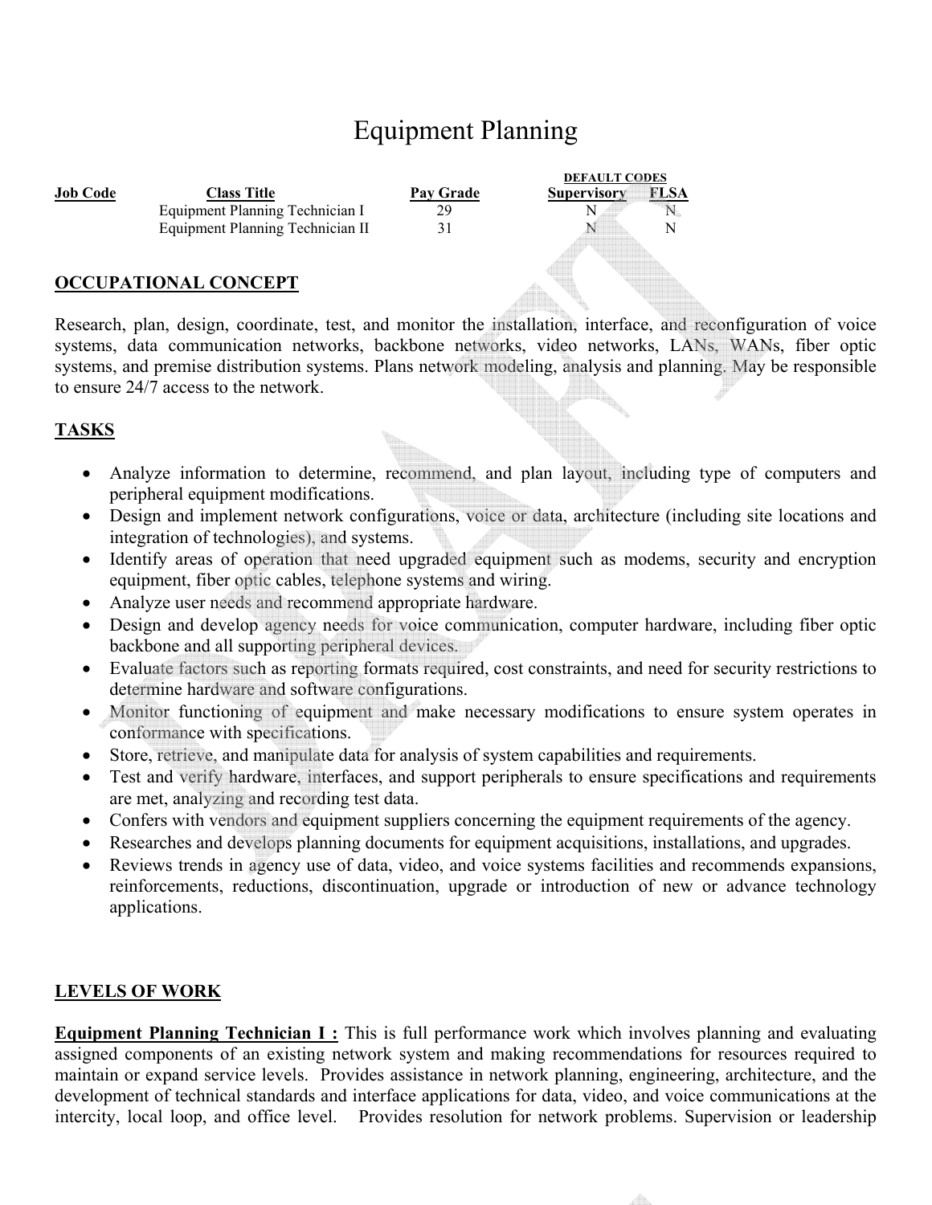# Equipment Planning

| Job Code | Class Title | Pay Grade | DEFAULT CODES Supervisory | FLSA |
|---|---|---|---|---|
| | Equipment Planning Technician I | 29 | N | N |
| | Equipment Planning Technician II | 31 | N | N |

## OCCUPATIONAL CONCEPT

Research, plan, design, coordinate, test, and monitor the installation, interface, and reconfiguration of voice systems, data communication networks, backbone networks, video networks, LANs, WANs, fiber optic systems, and premise distribution systems. Plans network modeling, analysis and planning. May be responsible to ensure 24/7 access to the network.

## TASKS

- Analyze information to determine, recommend, and plan layout, including type of computers and peripheral equipment modifications.
- Design and implement network configurations, voice or data, architecture (including site locations and integration of technologies), and systems.
- Identify areas of operation that need upgraded equipment such as modems, security and encryption equipment, fiber optic cables, telephone systems and wiring.
- Analyze user needs and recommend appropriate hardware.
- Design and develop agency needs for voice communication, computer hardware, including fiber optic backbone and all supporting peripheral devices.
- Evaluate factors such as reporting formats required, cost constraints, and need for security restrictions to determine hardware and software configurations.
- Monitor functioning of equipment and make necessary modifications to ensure system operates in conformance with specifications.
- Store, retrieve, and manipulate data for analysis of system capabilities and requirements.
- Test and verify hardware, interfaces, and support peripherals to ensure specifications and requirements are met, analyzing and recording test data.
- Confers with vendors and equipment suppliers concerning the equipment requirements of the agency.
- Researches and develops planning documents for equipment acquisitions, installations, and upgrades.
- Reviews trends in agency use of data, video, and voice systems facilities and recommends expansions, reinforcements, reductions, discontinuation, upgrade or introduction of new or advance technology applications.

## LEVELS OF WORK

**Equipment Planning Technician I :** This is full performance work which involves planning and evaluating assigned components of an existing network system and making recommendations for resources required to maintain or expand service levels. Provides assistance in network planning, engineering, architecture, and the development of technical standards and interface applications for data, video, and voice communications at the intercity, local loop, and office level. Provides resolution for network problems. Supervision or leadership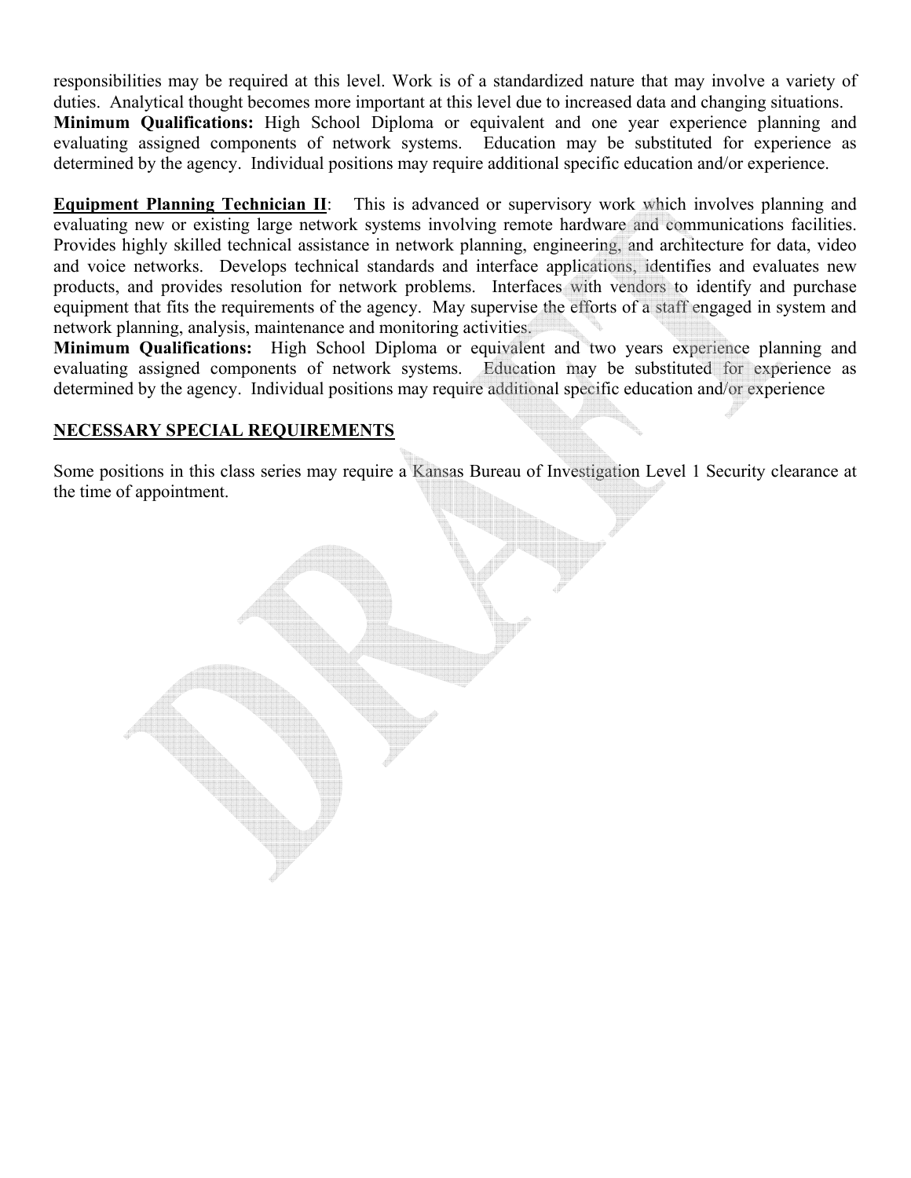responsibilities may be required at this level. Work is of a standardized nature that may involve a variety of duties. Analytical thought becomes more important at this level due to increased data and changing situations.
**Minimum Qualifications:** High School Diploma or equivalent and one year experience planning and evaluating assigned components of network systems. Education may be substituted for experience as determined by the agency. Individual positions may require additional specific education and/or experience.

**Equipment Planning Technician II**: This is advanced or supervisory work which involves planning and evaluating new or existing large network systems involving remote hardware and communications facilities. Provides highly skilled technical assistance in network planning, engineering, and architecture for data, video and voice networks. Develops technical standards and interface applications, identifies and evaluates new products, and provides resolution for network problems. Interfaces with vendors to identify and purchase equipment that fits the requirements of the agency. May supervise the efforts of a staff engaged in system and network planning, analysis, maintenance and monitoring activities.
**Minimum Qualifications:** High School Diploma or equivalent and two years experience planning and evaluating assigned components of network systems. Education may be substituted for experience as determined by the agency. Individual positions may require additional specific education and/or experience

**NECESSARY SPECIAL REQUIREMENTS**

Some positions in this class series may require a Kansas Bureau of Investigation Level 1 Security clearance at the time of appointment.